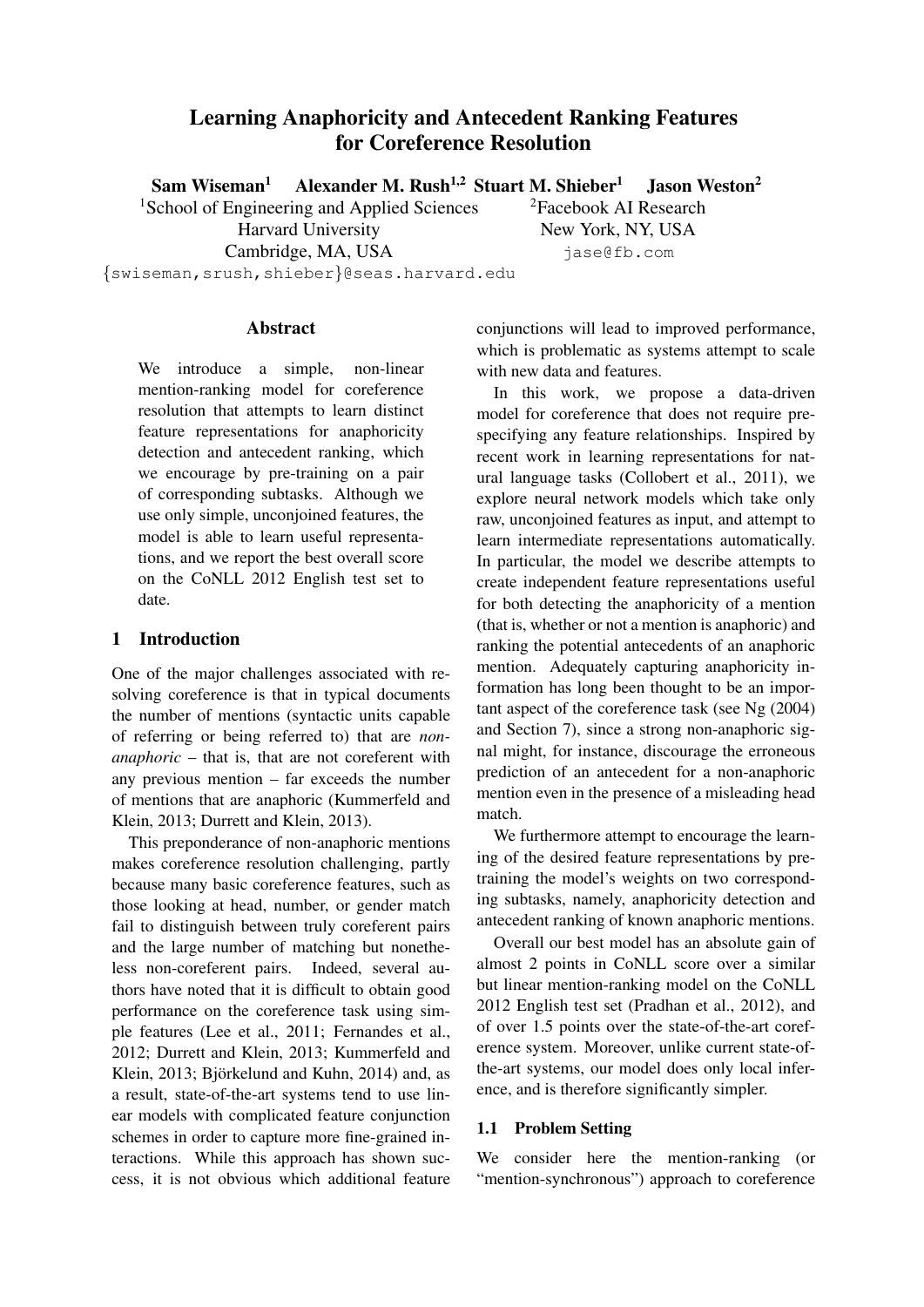# Learning Anaphoricity and Antecedent Ranking Features for Coreference Resolution

**Sam Wiseman**[1] **Alexander M. Rush**[1,2] **Stuart M. Shieber**[1] **Jason Weston**[2]

[1]School of Engineering and Applied Sciences
Harvard University
Cambridge, MA, USA
{swiseman,srush,shieber}@seas.harvard.edu

[2]Facebook AI Research
New York, NY, USA
jase@fb.com

## Abstract

We introduce a simple, non-linear mention-ranking model for coreference resolution that attempts to learn distinct feature representations for anaphoricity detection and antecedent ranking, which we encourage by pre-training on a pair of corresponding subtasks. Although we use only simple, unconjoined features, the model is able to learn useful representations, and we report the best overall score on the CoNLL 2012 English test set to date.

## 1 Introduction

One of the major challenges associated with resolving coreference is that in typical documents the number of mentions (syntactic units capable of referring or being referred to) that are *non-anaphoric* – that is, that are not coreferent with any previous mention – far exceeds the number of mentions that are anaphoric (Kummerfeld and Klein, 2013; Durrett and Klein, 2013).

This preponderance of non-anaphoric mentions makes coreference resolution challenging, partly because many basic coreference features, such as those looking at head, number, or gender match fail to distinguish between truly coreferent pairs and the large number of matching but nonetheless non-coreferent pairs. Indeed, several authors have noted that it is difficult to obtain good performance on the coreference task using simple features (Lee et al., 2011; Fernandes et al., 2012; Durrett and Klein, 2013; Kummerfeld and Klein, 2013; Björkelund and Kuhn, 2014) and, as a result, state-of-the-art systems tend to use linear models with complicated feature conjunction schemes in order to capture more fine-grained interactions. While this approach has shown success, it is not obvious which additional feature conjunctions will lead to improved performance, which is problematic as systems attempt to scale with new data and features.

In this work, we propose a data-driven model for coreference that does not require prespecifying any feature relationships. Inspired by recent work in learning representations for natural language tasks (Collobert et al., 2011), we explore neural network models which take only raw, unconjoined features as input, and attempt to learn intermediate representations automatically. In particular, the model we describe attempts to create independent feature representations useful for both detecting the anaphoricity of a mention (that is, whether or not a mention is anaphoric) and ranking the potential antecedents of an anaphoric mention. Adequately capturing anaphoricity information has long been thought to be an important aspect of the coreference task (see Ng (2004) and Section 7), since a strong non-anaphoric signal might, for instance, discourage the erroneous prediction of an antecedent for a non-anaphoric mention even in the presence of a misleading head match.

We furthermore attempt to encourage the learning of the desired feature representations by pretraining the model's weights on two corresponding subtasks, namely, anaphoricity detection and antecedent ranking of known anaphoric mentions.

Overall our best model has an absolute gain of almost 2 points in CoNLL score over a similar but linear mention-ranking model on the CoNLL 2012 English test set (Pradhan et al., 2012), and of over 1.5 points over the state-of-the-art coreference system. Moreover, unlike current state-of-the-art systems, our model does only local inference, and is therefore significantly simpler.

### 1.1 Problem Setting

We consider here the mention-ranking (or "mention-synchronous") approach to coreference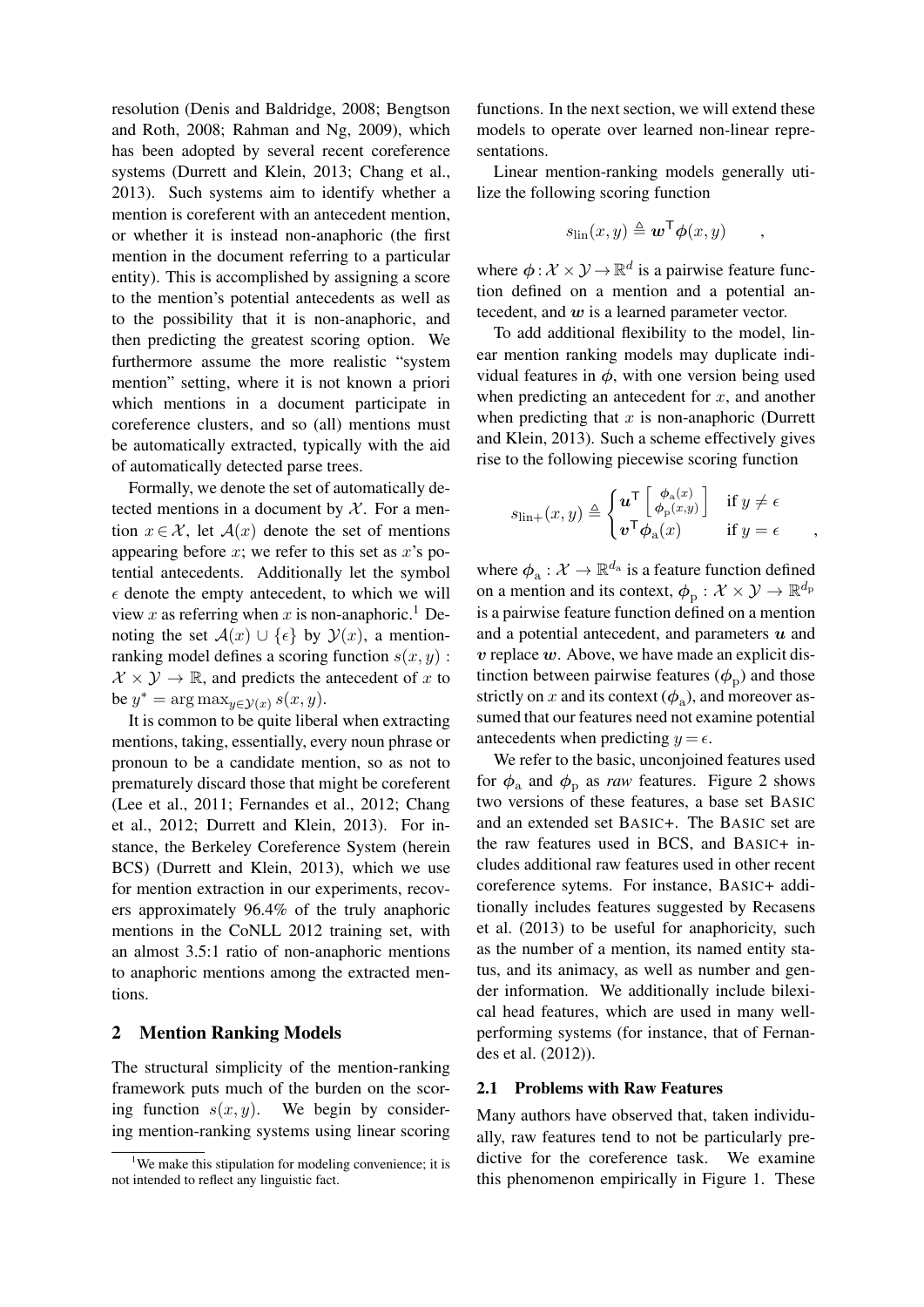resolution (Denis and Baldridge, 2008; Bengtson and Roth, 2008; Rahman and Ng, 2009), which has been adopted by several recent coreference systems (Durrett and Klein, 2013; Chang et al., 2013). Such systems aim to identify whether a mention is coreferent with an antecedent mention, or whether it is instead non-anaphoric (the first mention in the document referring to a particular entity). This is accomplished by assigning a score to the mention's potential antecedents as well as to the possibility that it is non-anaphoric, and then predicting the greatest scoring option. We furthermore assume the more realistic "system mention" setting, where it is not known a priori which mentions in a document participate in coreference clusters, and so (all) mentions must be automatically extracted, typically with the aid of automatically detected parse trees.

Formally, we denote the set of automatically detected mentions in a document by $\mathcal{X}$. For a mention $x \in \mathcal{X}$, let $\mathcal{A}(x)$ denote the set of mentions appearing before $x$; we refer to this set as $x$'s potential antecedents. Additionally let the symbol $\epsilon$ denote the empty antecedent, to which we will view $x$ as referring when $x$ is non-anaphoric.[1] Denoting the set $\mathcal{A}(x) \cup \{\epsilon\}$ by $\mathcal{Y}(x)$, a mention-ranking model defines a scoring function $s(x, y) : \mathcal{X} \times \mathcal{Y} \rightarrow \mathbb{R}$, and predicts the antecedent of $x$ to be $y^* = \arg\max_{y \in \mathcal{Y}(x)} s(x, y)$.

It is common to be quite liberal when extracting mentions, taking, essentially, every noun phrase or pronoun to be a candidate mention, so as not to prematurely discard those that might be coreferent (Lee et al., 2011; Fernandes et al., 2012; Chang et al., 2012; Durrett and Klein, 2013). For instance, the Berkeley Coreference System (herein BCS) (Durrett and Klein, 2013), which we use for mention extraction in our experiments, recovers approximately 96.4% of the truly anaphoric mentions in the CoNLL 2012 training set, with an almost 3.5:1 ratio of non-anaphoric mentions to anaphoric mentions among the extracted mentions.

## 2 Mention Ranking Models

The structural simplicity of the mention-ranking framework puts much of the burden on the scoring function $s(x, y)$. We begin by considering mention-ranking systems using linear scoring functions. In the next section, we will extend these models to operate over learned non-linear representations.

Linear mention-ranking models generally utilize the following scoring function

$$s_{\text{lin}}(x, y) \triangleq \boldsymbol{w}^\mathsf{T} \boldsymbol{\phi}(x, y) \qquad ,$$

where $\boldsymbol{\phi} : \mathcal{X} \times \mathcal{Y} \rightarrow \mathbb{R}^d$ is a pairwise feature function defined on a mention and a potential antecedent, and $\boldsymbol{w}$ is a learned parameter vector.

To add additional flexibility to the model, linear mention ranking models may duplicate individual features in $\boldsymbol{\phi}$, with one version being used when predicting an antecedent for $x$, and another when predicting that $x$ is non-anaphoric (Durrett and Klein, 2013). Such a scheme effectively gives rise to the following piecewise scoring function

$$s_{\text{lin+}}(x, y) \triangleq \begin{cases} \boldsymbol{u}^\mathsf{T} \begin{bmatrix} \boldsymbol{\phi}_{\text{a}}(x) \\ \boldsymbol{\phi}_{\text{p}}(x,y) \end{bmatrix} & \text{if } y \neq \epsilon \\ \boldsymbol{v}^\mathsf{T} \boldsymbol{\phi}_{\text{a}}(x) & \text{if } y = \epsilon \end{cases} \quad ,$$

where $\boldsymbol{\phi}_{\text{a}} : \mathcal{X} \rightarrow \mathbb{R}^{d_{\text{a}}}$ is a feature function defined on a mention and its context, $\boldsymbol{\phi}_{\text{p}} : \mathcal{X} \times \mathcal{Y} \rightarrow \mathbb{R}^{d_{\text{p}}}$ is a pairwise feature function defined on a mention and a potential antecedent, and parameters $\boldsymbol{u}$ and $\boldsymbol{v}$ replace $\boldsymbol{w}$. Above, we have made an explicit distinction between pairwise features ($\boldsymbol{\phi}_{\text{p}}$) and those strictly on $x$ and its context ($\boldsymbol{\phi}_{\text{a}}$), and moreover assumed that our features need not examine potential antecedents when predicting $y = \epsilon$.

We refer to the basic, unconjoined features used for $\boldsymbol{\phi}_{\text{a}}$ and $\boldsymbol{\phi}_{\text{p}}$ as *raw* features. Figure 2 shows two versions of these features, a base set BASIC and an extended set BASIC+. The BASIC set are the raw features used in BCS, and BASIC+ includes additional raw features used in other recent coreference sytems. For instance, BASIC+ additionally includes features suggested by Recasens et al. (2013) to be useful for anaphoricity, such as the number of a mention, its named entity status, and its animacy, as well as number and gender information. We additionally include bilexical head features, which are used in many well-performing systems (for instance, that of Fernandes et al. (2012)).

### 2.1 Problems with Raw Features

Many authors have observed that, taken individually, raw features tend to not be particularly predictive for the coreference task. We examine this phenomenon empirically in Figure 1. These

[1] We make this stipulation for modeling convenience; it is not intended to reflect any linguistic fact.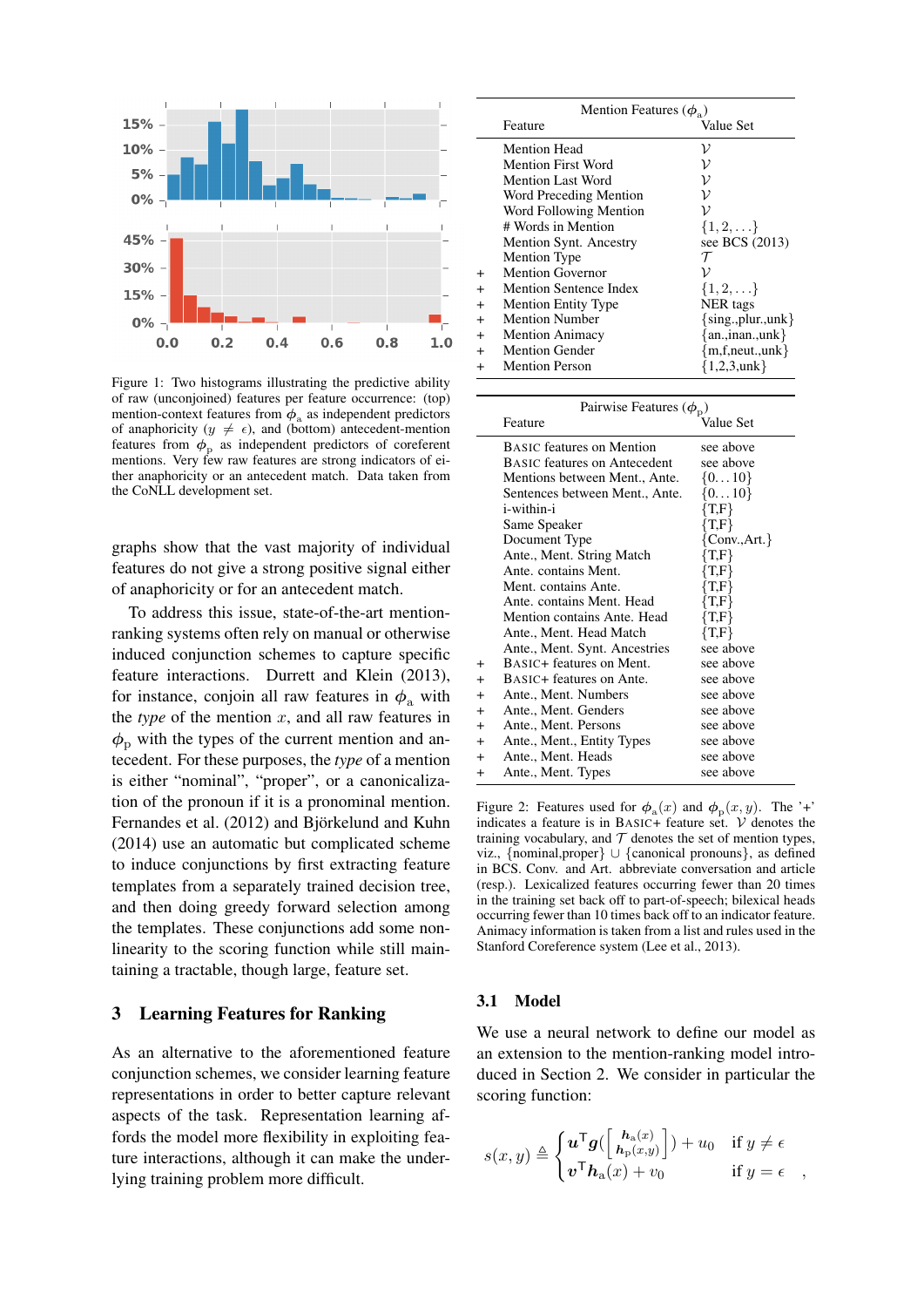Figure 1: Two histograms illustrating the predictive ability of raw (unconjoined) features per feature occurrence: (top) mention-context features from $\phi_a$ as independent predictors of anaphoricity ($y \neq \epsilon$), and (bottom) antecedent-mention features from $\phi_p$ as independent predictors of coreferent mentions. Very few raw features are strong indicators of either anaphoricity or an antecedent match. Data taken from the CoNLL development set.

graphs show that the vast majority of individual features do not give a strong positive signal either of anaphoricity or for an antecedent match.

To address this issue, state-of-the-art mention-ranking systems often rely on manual or otherwise induced conjunction schemes to capture specific feature interactions. Durrett and Klein (2013), for instance, conjoin all raw features in $\phi_a$ with the *type* of the mention $x$, and all raw features in $\phi_p$ with the types of the current mention and antecedent. For these purposes, the *type* of a mention is either "nominal", "proper", or a canonicalization of the pronoun if it is a pronominal mention. Fernandes et al. (2012) and Björkelund and Kuhn (2014) use an automatic but complicated scheme to induce conjunctions by first extracting feature templates from a separately trained decision tree, and then doing greedy forward selection among the templates. These conjunctions add some nonlinearity to the scoring function while still maintaining a tractable, though large, feature set.

## 3 Learning Features for Ranking

As an alternative to the aforementioned feature conjunction schemes, we consider learning feature representations in order to better capture relevant aspects of the task. Representation learning affords the model more flexibility in exploiting feature interactions, although it can make the underlying training problem more difficult.

| | Mention Features ($\phi_a$) | |
|---|---|---|
| | Feature | Value Set |
| | Mention Head | $\mathcal{V}$ |
| | Mention First Word | $\mathcal{V}$ |
| | Mention Last Word | $\mathcal{V}$ |
| | Word Preceding Mention | $\mathcal{V}$ |
| | Word Following Mention | $\mathcal{V}$ |
| | # Words in Mention | $\{1, 2, \ldots\}$ |
| | Mention Synt. Ancestry | see BCS (2013) |
| | Mention Type | $\mathcal{T}$ |
| + | Mention Governor | $\mathcal{V}$ |
| + | Mention Sentence Index | $\{1, 2, \ldots\}$ |
| + | Mention Entity Type | NER tags |
| + | Mention Number | {sing.,plur.,unk} |
| + | Mention Animacy | {an.,inan.,unk} |
| + | Mention Gender | {m,f,neut.,unk} |
| + | Mention Person | {1,2,3,unk} |

| | Pairwise Features ($\phi_p$) | |
|---|---|---|
| | Feature | Value Set |
| | BASIC features on Mention | see above |
| | BASIC features on Antecedent | see above |
| | Mentions between Ment., Ante. | $\{0 \ldots 10\}$ |
| | Sentences between Ment., Ante. | $\{0 \ldots 10\}$ |
| | i-within-i | {T,F} |
| | Same Speaker | {T,F} |
| | Document Type | {Conv.,Art.} |
| | Ante., Ment. String Match | {T,F} |
| | Ante. contains Ment. | {T,F} |
| | Ment. contains Ante. | {T,F} |
| | Ante. contains Ment. Head | {T,F} |
| | Mention contains Ante. Head | {T,F} |
| | Ante., Ment. Head Match | {T,F} |
| | Ante., Ment. Synt. Ancestries | see above |
| + | BASIC+ features on Ment. | see above |
| + | BASIC+ features on Ante. | see above |
| + | Ante., Ment. Numbers | see above |
| + | Ante., Ment. Genders | see above |
| + | Ante., Ment. Persons | see above |
| + | Ante., Ment., Entity Types | see above |
| + | Ante., Ment. Heads | see above |
| + | Ante., Ment. Types | see above |

Figure 2: Features used for $\phi_a(x)$ and $\phi_p(x, y)$. The '+' indicates a feature is in BASIC+ feature set. $\mathcal{V}$ denotes the training vocabulary, and $\mathcal{T}$ denotes the set of mention types, viz., {nominal,proper} ∪ {canonical pronouns}, as defined in BCS. Conv. and Art. abbreviate conversation and article (resp.). Lexicalized features occurring fewer than 20 times in the training set back off to part-of-speech; bilexical heads occurring fewer than 10 times back off to an indicator feature. Animacy information is taken from a list and rules used in the Stanford Coreference system (Lee et al., 2013).

### 3.1 Model

We use a neural network to define our model as an extension to the mention-ranking model introduced in Section 2. We consider in particular the scoring function:

$$s(x, y) \triangleq \begin{cases} \boldsymbol{u}^{\mathsf{T}} \boldsymbol{g}\left(\begin{bmatrix} \boldsymbol{h}_a(x) \\ \boldsymbol{h}_p(x,y) \end{bmatrix}\right) + u_0 & \text{if } y \neq \epsilon \\ \boldsymbol{v}^{\mathsf{T}} \boldsymbol{h}_a(x) + v_0 & \text{if } y = \epsilon \end{cases},$$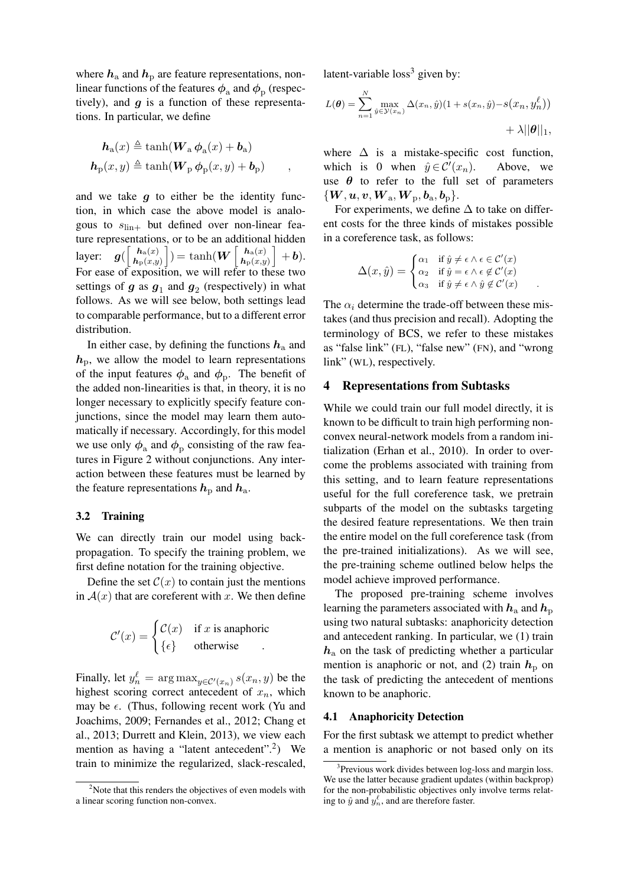where $\boldsymbol{h}_{\text{a}}$ and $\boldsymbol{h}_{\text{p}}$ are feature representations, non-linear functions of the features $\boldsymbol{\phi}_{\text{a}}$ and $\boldsymbol{\phi}_{\text{p}}$ (respectively), and $\boldsymbol{g}$ is a function of these representations. In particular, we define

$$\boldsymbol{h}_{\text{a}}(x) \triangleq \tanh(\boldsymbol{W}_{\text{a}}\,\boldsymbol{\phi}_{\text{a}}(x) + \boldsymbol{b}_{\text{a}})$$
$$\boldsymbol{h}_{\text{p}}(x,y) \triangleq \tanh(\boldsymbol{W}_{\text{p}}\,\boldsymbol{\phi}_{\text{p}}(x,y) + \boldsymbol{b}_{\text{p}}) \qquad ,$$

and we take $\boldsymbol{g}$ to either be the identity function, in which case the above model is analogous to $s_{\text{lin+}}$ but defined over non-linear feature representations, or to be an additional hidden layer: $\boldsymbol{g}(\left[\begin{smallmatrix}\boldsymbol{h}_{\text{a}}(x)\\ \boldsymbol{h}_{\text{p}}(x,y)\end{smallmatrix}\right]) = \tanh(\boldsymbol{W}\left[\begin{smallmatrix}\boldsymbol{h}_{\text{a}}(x)\\ \boldsymbol{h}_{\text{p}}(x,y)\end{smallmatrix}\right] + \boldsymbol{b})$. For ease of exposition, we will refer to these two settings of $\boldsymbol{g}$ as $\boldsymbol{g}_1$ and $\boldsymbol{g}_2$ (respectively) in what follows. As we will see below, both settings lead to comparable performance, but to a different error distribution.

In either case, by defining the functions $\boldsymbol{h}_{\text{a}}$ and $\boldsymbol{h}_{\text{p}}$, we allow the model to learn representations of the input features $\boldsymbol{\phi}_{\text{a}}$ and $\boldsymbol{\phi}_{\text{p}}$. The benefit of the added non-linearities is that, in theory, it is no longer necessary to explicitly specify feature conjunctions, since the model may learn them automatically if necessary. Accordingly, for this model we use only $\boldsymbol{\phi}_{\text{a}}$ and $\boldsymbol{\phi}_{\text{p}}$ consisting of the raw features in Figure 2 without conjunctions. Any interaction between these features must be learned by the feature representations $\boldsymbol{h}_{\text{p}}$ and $\boldsymbol{h}_{\text{a}}$.

### 3.2 Training

We can directly train our model using back-propagation. To specify the training problem, we first define notation for the training objective.

Define the set $\mathcal{C}(x)$ to contain just the mentions in $\mathcal{A}(x)$ that are coreferent with $x$. We then define

$$\mathcal{C}'(x) = \begin{cases} \mathcal{C}(x) & \text{if } x \text{ is anaphoric} \\ \{\epsilon\} & \text{otherwise} \end{cases} .$$

Finally, let $y_n^{\ell} = \arg\max_{y \in \mathcal{C}'(x_n)} s(x_n, y)$ be the highest scoring correct antecedent of $x_n$, which may be $\epsilon$. (Thus, following recent work (Yu and Joachims, 2009; Fernandes et al., 2012; Chang et al., 2013; Durrett and Klein, 2013), we view each mention as having a "latent antecedent".[2]) We train to minimize the regularized, slack-rescaled, latent-variable loss[3] given by:

$$L(\boldsymbol{\theta}) = \sum_{n=1}^{N} \max_{\hat{y} \in \mathcal{Y}(x_n)} \Delta(x_n, \hat{y})(1 + s(x_n, \hat{y}) - s(x_n, y_n^{\ell})) + \lambda ||\boldsymbol{\theta}||_1,$$

where $\Delta$ is a mistake-specific cost function, which is 0 when $\hat{y} \in \mathcal{C}'(x_n)$. Above, we use $\boldsymbol{\theta}$ to refer to the full set of parameters $\{\boldsymbol{W}, \boldsymbol{u}, \boldsymbol{v}, \boldsymbol{W}_{\text{a}}, \boldsymbol{W}_{\text{p}}, \boldsymbol{b}_{\text{a}}, \boldsymbol{b}_{\text{p}}\}$.

For experiments, we define $\Delta$ to take on different costs for the three kinds of mistakes possible in a coreference task, as follows:

$$\Delta(x, \hat{y}) = \begin{cases} \alpha_1 & \text{if } \hat{y} \neq \epsilon \wedge \epsilon \in \mathcal{C}'(x) \\ \alpha_2 & \text{if } \hat{y} = \epsilon \wedge \epsilon \notin \mathcal{C}'(x) \\ \alpha_3 & \text{if } \hat{y} \neq \epsilon \wedge \hat{y} \notin \mathcal{C}'(x) \end{cases} .$$

The $\alpha_i$ determine the trade-off between these mistakes (and thus precision and recall). Adopting the terminology of BCS, we refer to these mistakes as "false link" (FL), "false new" (FN), and "wrong link" (WL), respectively.

## 4 Representations from Subtasks

While we could train our full model directly, it is known to be difficult to train high performing non-convex neural-network models from a random initialization (Erhan et al., 2010). In order to overcome the problems associated with training from this setting, and to learn feature representations useful for the full coreference task, we pretrain subparts of the model on the subtasks targeting the desired feature representations. We then train the entire model on the full coreference task (from the pre-trained initializations). As we will see, the pre-training scheme outlined below helps the model achieve improved performance.

The proposed pre-training scheme involves learning the parameters associated with $\boldsymbol{h}_{\text{a}}$ and $\boldsymbol{h}_{\text{p}}$ using two natural subtasks: anaphoricity detection and antecedent ranking. In particular, we (1) train $\boldsymbol{h}_{\text{a}}$ on the task of predicting whether a particular mention is anaphoric or not, and (2) train $\boldsymbol{h}_{\text{p}}$ on the task of predicting the antecedent of mentions known to be anaphoric.

### 4.1 Anaphoricity Detection

For the first subtask we attempt to predict whether a mention is anaphoric or not based only on its

[2] Note that this renders the objectives of even models with a linear scoring function non-convex.

[3] Previous work divides between log-loss and margin loss. We use the latter because gradient updates (within backprop) for the non-probabilistic objectives only involve terms relating to $\hat{y}$ and $y_n^{\ell}$, and are therefore faster.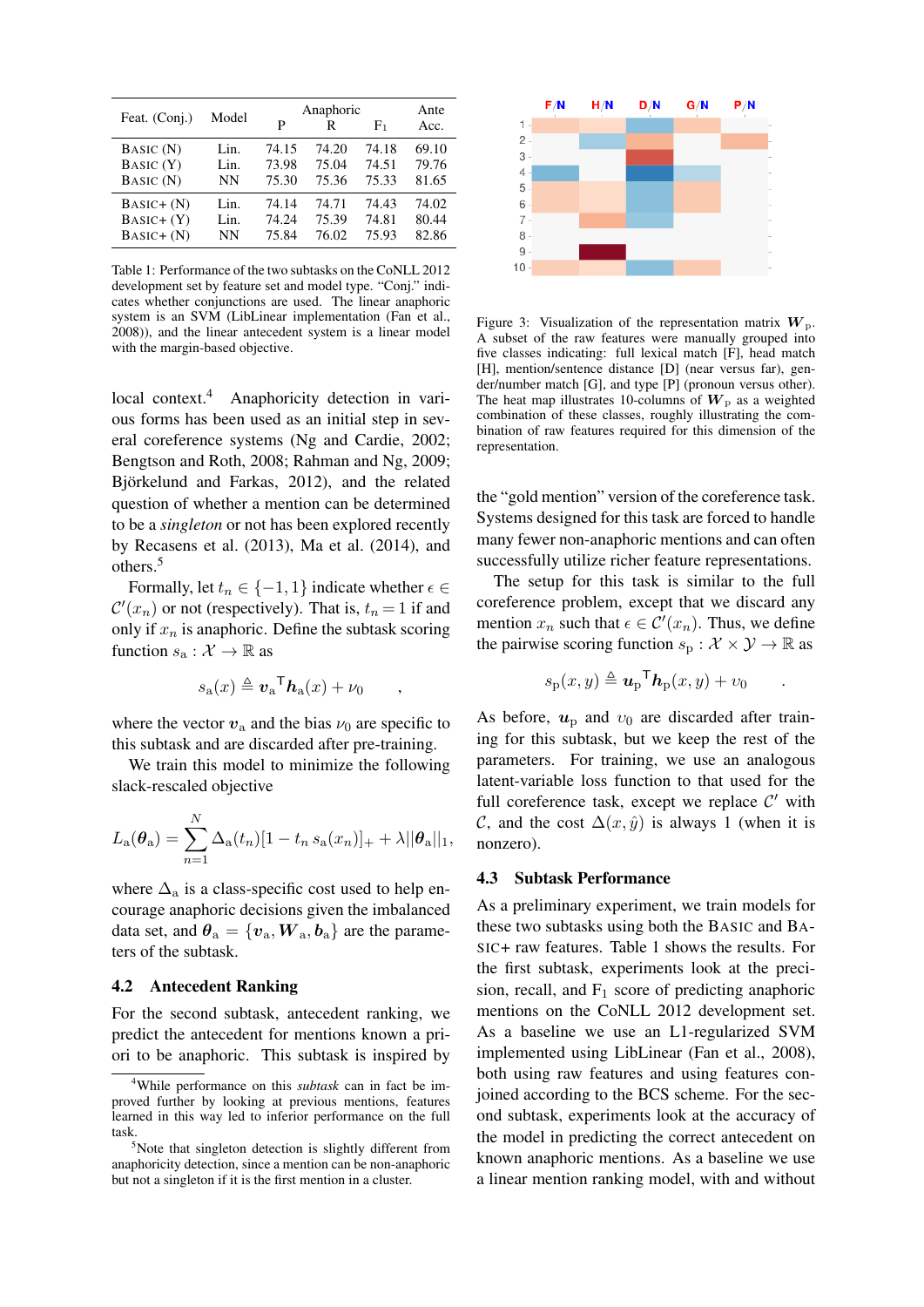| Feat. (Conj.) | Model | Anaphoric P | Anaphoric R | Anaphoric F₁ | Ante Acc. |
|---|---|---|---|---|---|
| BASIC (N) | Lin. | 74.15 | 74.20 | 74.18 | 69.10 |
| BASIC (Y) | Lin. | 73.98 | 75.04 | 74.51 | 79.76 |
| BASIC (N) | NN | 75.30 | 75.36 | 75.33 | 81.65 |
| BASIC+ (N) | Lin. | 74.14 | 74.71 | 74.43 | 74.02 |
| BASIC+ (Y) | Lin. | 74.24 | 75.39 | 74.81 | 80.44 |
| BASIC+ (N) | NN | 75.84 | 76.02 | 75.93 | 82.86 |

Table 1: Performance of the two subtasks on the CoNLL 2012 development set by feature set and model type. "Conj." indicates whether conjunctions are used. The linear anaphoric system is an SVM (LibLinear implementation (Fan et al., 2008)), and the linear antecedent system is a linear model with the margin-based objective.

local context.[4] Anaphoricity detection in various forms has been used as an initial step in several coreference systems (Ng and Cardie, 2002; Bengtson and Roth, 2008; Rahman and Ng, 2009; Björkelund and Farkas, 2012), and the related question of whether a mention can be determined to be a *singleton* or not has been explored recently by Recasens et al. (2013), Ma et al. (2014), and others.[5]

Formally, let $t_n \in \{-1, 1\}$ indicate whether $\epsilon \in \mathcal{C}'(x_n)$ or not (respectively). That is, $t_n = 1$ if and only if $x_n$ is anaphoric. Define the subtask scoring function $s_a : \mathcal{X} \rightarrow \mathbb{R}$ as

$$s_a(x) \triangleq \boldsymbol{v}_a{}^\mathsf{T} \boldsymbol{h}_a(x) + \nu_0 \qquad ,$$

where the vector $\boldsymbol{v}_a$ and the bias $\nu_0$ are specific to this subtask and are discarded after pre-training.

We train this model to minimize the following slack-rescaled objective

$$L_a(\boldsymbol{\theta}_a) = \sum_{n=1}^{N} \Delta_a(t_n)[1 - t_n\, s_a(x_n)]_+ + \lambda ||\boldsymbol{\theta}_a||_1,$$

where $\Delta_a$ is a class-specific cost used to help encourage anaphoric decisions given the imbalanced data set, and $\boldsymbol{\theta}_a = \{\boldsymbol{v}_a, \boldsymbol{W}_a, \boldsymbol{b}_a\}$ are the parameters of the subtask.

## 4.2 Antecedent Ranking

For the second subtask, antecedent ranking, we predict the antecedent for mentions known a priori to be anaphoric. This subtask is inspired by the "gold mention" version of the coreference task. Systems designed for this task are forced to handle many fewer non-anaphoric mentions and can often successfully utilize richer feature representations.

[4] While performance on this *subtask* can in fact be improved further by looking at previous mentions, features learned in this way led to inferior performance on the full task.

[5] Note that singleton detection is slightly different from anaphoricity detection, since a mention can be non-anaphoric but not a singleton if it is the first mention in a cluster.

Figure 3: Visualization of the representation matrix $\boldsymbol{W}_p$. A subset of the raw features were manually grouped into five classes indicating: full lexical match [F], head match [H], mention/sentence distance [D] (near versus far), gender/number match [G], and type [P] (pronoun versus other). The heat map illustrates 10-columns of $\boldsymbol{W}_p$ as a weighted combination of these classes, roughly illustrating the combination of raw features required for this dimension of the representation.

The setup for this task is similar to the full coreference problem, except that we discard any mention $x_n$ such that $\epsilon \in \mathcal{C}'(x_n)$. Thus, we define the pairwise scoring function $s_p : \mathcal{X} \times \mathcal{Y} \rightarrow \mathbb{R}$ as

$$s_p(x, y) \triangleq \boldsymbol{u}_p{}^\mathsf{T} \boldsymbol{h}_p(x, y) + \upsilon_0 \qquad .$$

As before, $\boldsymbol{u}_p$ and $\upsilon_0$ are discarded after training for this subtask, but we keep the rest of the parameters. For training, we use an analogous latent-variable loss function to that used for the full coreference task, except we replace $\mathcal{C}'$ with $\mathcal{C}$, and the cost $\Delta(x, \hat{y})$ is always 1 (when it is nonzero).

## 4.3 Subtask Performance

As a preliminary experiment, we train models for these two subtasks using both the BASIC and BASIC+ raw features. Table 1 shows the results. For the first subtask, experiments look at the precision, recall, and $F_1$ score of predicting anaphoric mentions on the CoNLL 2012 development set. As a baseline we use an L1-regularized SVM implemented using LibLinear (Fan et al., 2008), both using raw features and using features conjoined according to the BCS scheme. For the second subtask, experiments look at the accuracy of the model in predicting the correct antecedent on known anaphoric mentions. As a baseline we use a linear mention ranking model, with and without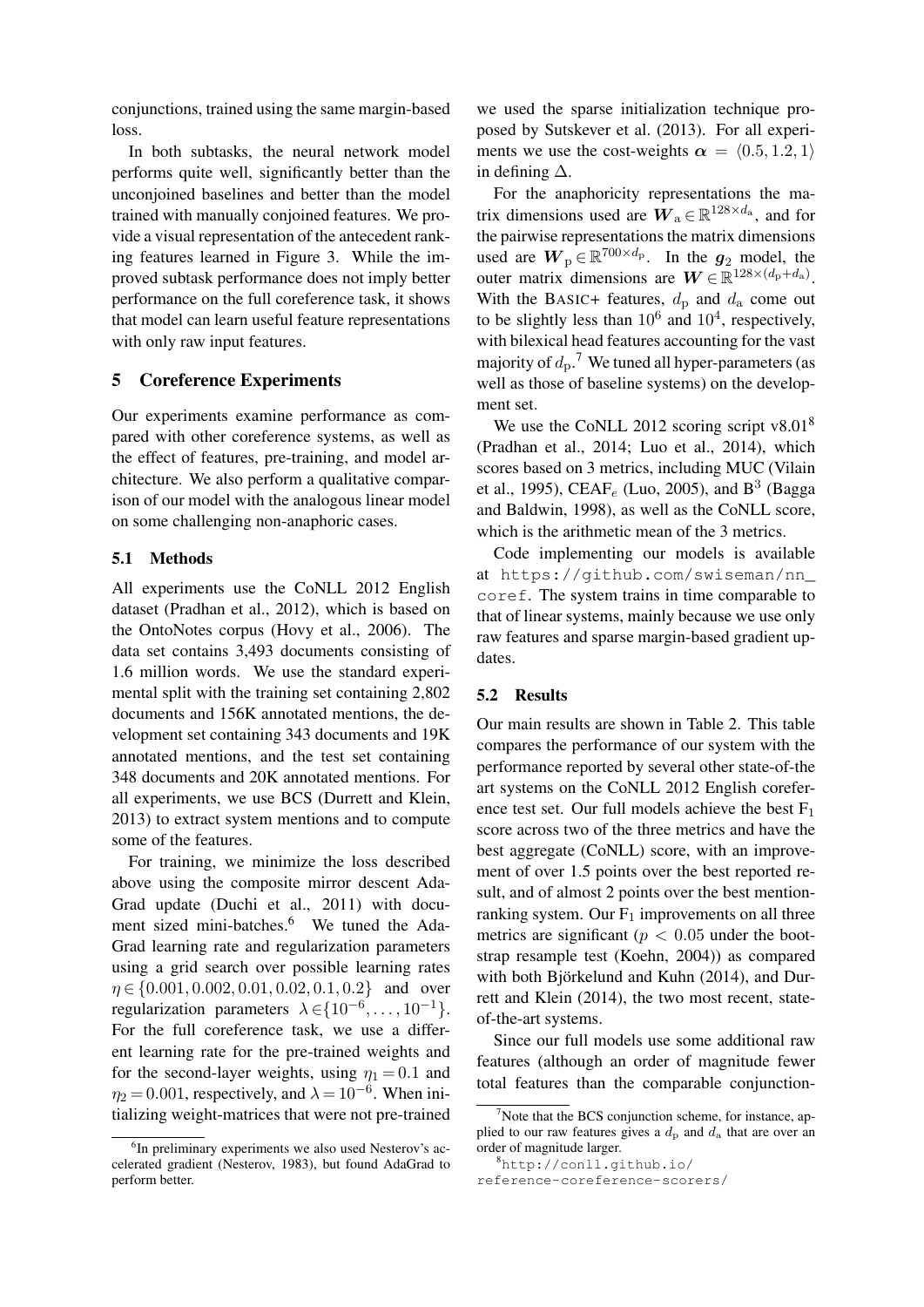conjunctions, trained using the same margin-based loss.

In both subtasks, the neural network model performs quite well, significantly better than the unconjoined baselines and better than the model trained with manually conjoined features. We provide a visual representation of the antecedent ranking features learned in Figure 3. While the improved subtask performance does not imply better performance on the full coreference task, it shows that model can learn useful feature representations with only raw input features.

## 5 Coreference Experiments

Our experiments examine performance as compared with other coreference systems, as well as the effect of features, pre-training, and model architecture. We also perform a qualitative comparison of our model with the analogous linear model on some challenging non-anaphoric cases.

### 5.1 Methods

All experiments use the CoNLL 2012 English dataset (Pradhan et al., 2012), which is based on the OntoNotes corpus (Hovy et al., 2006). The data set contains 3,493 documents consisting of 1.6 million words. We use the standard experimental split with the training set containing 2,802 documents and 156K annotated mentions, the development set containing 343 documents and 19K annotated mentions, and the test set containing 348 documents and 20K annotated mentions. For all experiments, we use BCS (Durrett and Klein, 2013) to extract system mentions and to compute some of the features.

For training, we minimize the loss described above using the composite mirror descent AdaGrad update (Duchi et al., 2011) with document sized mini-batches.[6] We tuned the AdaGrad learning rate and regularization parameters using a grid search over possible learning rates $\eta \in \{0.001, 0.002, 0.01, 0.02, 0.1, 0.2\}$ and over regularization parameters $\lambda \in \{10^{-6}, \dots, 10^{-1}\}$. For the full coreference task, we use a different learning rate for the pre-trained weights and for the second-layer weights, using $\eta_1 = 0.1$ and $\eta_2 = 0.001$, respectively, and $\lambda = 10^{-6}$. When initializing weight-matrices that were not pre-trained we used the sparse initialization technique proposed by Sutskever et al. (2013). For all experiments we use the cost-weights $\boldsymbol{\alpha} = \langle 0.5, 1.2, 1 \rangle$ in defining $\Delta$.

For the anaphoricity representations the matrix dimensions used are $\boldsymbol{W}_{\mathrm{a}} \in \mathbb{R}^{128 \times d_{\mathrm{a}}}$, and for the pairwise representations the matrix dimensions used are $\boldsymbol{W}_{\mathrm{p}} \in \mathbb{R}^{700 \times d_{\mathrm{p}}}$. In the $\boldsymbol{g}_2$ model, the outer matrix dimensions are $\boldsymbol{W} \in \mathbb{R}^{128 \times (d_{\mathrm{p}} + d_{\mathrm{a}})}$. With the BASIC+ features, $d_{\mathrm{p}}$ and $d_{\mathrm{a}}$ come out to be slightly less than $10^6$ and $10^4$, respectively, with bilexical head features accounting for the vast majority of $d_{\mathrm{p}}$.[7] We tuned all hyper-parameters (as well as those of baseline systems) on the development set.

We use the CoNLL 2012 scoring script v8.01[8] (Pradhan et al., 2014; Luo et al., 2014), which scores based on 3 metrics, including MUC (Vilain et al., 1995), CEAF$_e$ (Luo, 2005), and B$^3$ (Bagga and Baldwin, 1998), as well as the CoNLL score, which is the arithmetic mean of the 3 metrics.

Code implementing our models is available at https://github.com/swiseman/nn_coref. The system trains in time comparable to that of linear systems, mainly because we use only raw features and sparse margin-based gradient updates.

### 5.2 Results

Our main results are shown in Table 2. This table compares the performance of our system with the performance reported by several other state-of-the art systems on the CoNLL 2012 English coreference test set. Our full models achieve the best F$_1$ score across two of the three metrics and have the best aggregate (CoNLL) score, with an improvement of over 1.5 points over the best reported result, and of almost 2 points over the best mention-ranking system. Our F$_1$ improvements on all three metrics are significant ($p < 0.05$ under the bootstrap resample test (Koehn, 2004)) as compared with both Björkelund and Kuhn (2014), and Durrett and Klein (2014), the two most recent, state-of-the-art systems.

Since our full models use some additional raw features (although an order of magnitude fewer total features than the comparable conjunction-

[6] In preliminary experiments we also used Nesterov's accelerated gradient (Nesterov, 1983), but found AdaGrad to perform better.

[7] Note that the BCS conjunction scheme, for instance, applied to our raw features gives a $d_{\mathrm{p}}$ and $d_{\mathrm{a}}$ that are over an order of magnitude larger.

[8] http://conll.github.io/reference-coreference-scorers/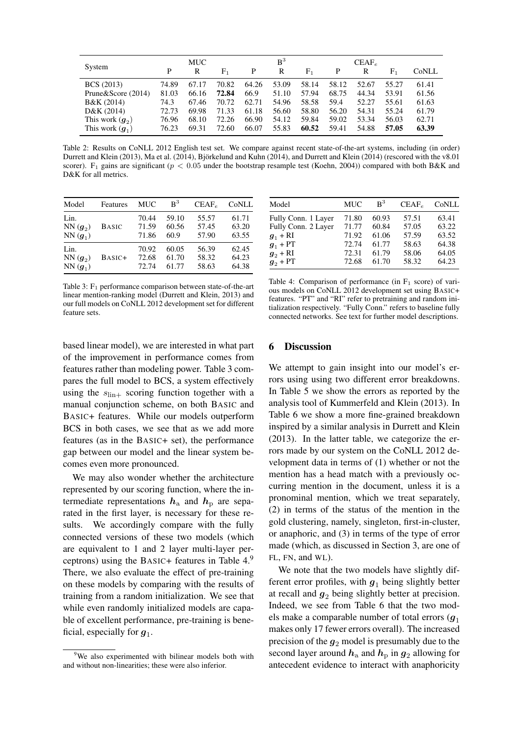| System | MUC | | | $B^3$ | | | $CEAF_e$ | | | CoNLL |
|---|---|---|---|---|---|---|---|---|---|---|
| | P | R | $F_1$ | P | R | $F_1$ | P | R | $F_1$ | |
| BCS (2013) | 74.89 | 67.17 | 70.82 | 64.26 | 53.09 | 58.14 | 58.12 | 52.67 | 55.27 | 61.41 |
| Prune&Score (2014) | 81.03 | 66.16 | **72.84** | 66.9 | 51.10 | 57.94 | 68.75 | 44.34 | 53.91 | 61.56 |
| B&K (2014) | 74.3 | 67.46 | 70.72 | 62.71 | 54.96 | 58.58 | 59.4 | 52.27 | 55.61 | 61.63 |
| D&K (2014) | 72.73 | 69.98 | 71.33 | 61.18 | 56.60 | 58.80 | 56.20 | 54.31 | 55.24 | 61.79 |
| This work ($\boldsymbol{g}_2$) | 76.96 | 68.10 | 72.26 | 66.90 | 54.12 | 59.84 | 59.02 | 53.34 | 56.03 | 62.71 |
| This work ($\boldsymbol{g}_1$) | 76.23 | 69.31 | 72.60 | 66.07 | 55.83 | **60.52** | 59.41 | 54.88 | **57.05** | **63.39** |

Table 2: Results on CoNLL 2012 English test set. We compare against recent state-of-the-art systems, including (in order) Durrett and Klein (2013), Ma et al. (2014), Björkelund and Kuhn (2014), and Durrett and Klein (2014) (rescored with the v8.01 scorer). $F_1$ gains are significant ($p < 0.05$ under the bootstrap resample test (Koehn, 2004)) compared with both B&K and D&K for all metrics.

| Model | Features | MUC | $B^3$ | $CEAF_e$ | CoNLL |
|---|---|---|---|---|---|
| Lin. | BASIC | 70.44 | 59.10 | 55.57 | 61.71 |
| NN ($\boldsymbol{g}_2$) | BASIC | 71.59 | 60.56 | 57.45 | 63.20 |
| NN ($\boldsymbol{g}_1$) | BASIC | 71.86 | 60.9 | 57.90 | 63.55 |
| Lin. | BASIC+ | 70.92 | 60.05 | 56.39 | 62.45 |
| NN ($\boldsymbol{g}_2$) | BASIC+ | 72.68 | 61.70 | 58.32 | 64.23 |
| NN ($\boldsymbol{g}_1$) | BASIC+ | 72.74 | 61.77 | 58.63 | 64.38 |

Table 3: $F_1$ performance comparison between state-of-the-art linear mention-ranking model (Durrett and Klein, 2013) and our full models on CoNLL 2012 development set for different feature sets.

| Model | MUC | $B^3$ | $CEAF_e$ | CoNLL |
|---|---|---|---|---|
| Fully Conn. 1 Layer | 71.80 | 60.93 | 57.51 | 63.41 |
| Fully Conn. 2 Layer | 71.77 | 60.84 | 57.05 | 63.22 |
| $\boldsymbol{g}_1$ + RI | 71.92 | 61.06 | 57.59 | 63.52 |
| $\boldsymbol{g}_1$ + PT | 72.74 | 61.77 | 58.63 | 64.38 |
| $\boldsymbol{g}_2$ + RI | 72.31 | 61.79 | 58.06 | 64.05 |
| $\boldsymbol{g}_2$ + PT | 72.68 | 61.70 | 58.32 | 64.23 |

Table 4: Comparison of performance (in $F_1$ score) of various models on CoNLL 2012 development set using BASIC+ features. "PT" and "RI" refer to pretraining and random initialization respectively. "Fully Conn." refers to baseline fully connected networks. See text for further model descriptions.

based linear model), we are interested in what part of the improvement in performance comes from features rather than modeling power. Table 3 compares the full model to BCS, a system effectively using the $s_{\text{lin+}}$ scoring function together with a manual conjunction scheme, on both BASIC and BASIC+ features. While our models outperform BCS in both cases, we see that as we add more features (as in the BASIC+ set), the performance gap between our model and the linear system becomes even more pronounced.

We may also wonder whether the architecture represented by our scoring function, where the intermediate representations $\boldsymbol{h}_\text{a}$ and $\boldsymbol{h}_\text{p}$ are separated in the first layer, is necessary for these results. We accordingly compare with the fully connected versions of these two models (which are equivalent to 1 and 2 layer multi-layer perceptrons) using the BASIC+ features in Table 4.[9] There, we also evaluate the effect of pre-training on these models by comparing with the results of training from a random initialization. We see that while even randomly initialized models are capable of excellent performance, pre-training is beneficial, especially for $\boldsymbol{g}_1$.

[9]We also experimented with bilinear models both with and without non-linearities; these were also inferior.

## 6 Discussion

We attempt to gain insight into our model's errors using using two different error breakdowns. In Table 5 we show the errors as reported by the analysis tool of Kummerfeld and Klein (2013). In Table 6 we show a more fine-grained breakdown inspired by a similar analysis in Durrett and Klein (2013). In the latter table, we categorize the errors made by our system on the CoNLL 2012 development data in terms of (1) whether or not the mention has a head match with a previously occurring mention in the document, unless it is a pronominal mention, which we treat separately, (2) in terms of the status of the mention in the gold clustering, namely, singleton, first-in-cluster, or anaphoric, and (3) in terms of the type of error made (which, as discussed in Section 3, are one of FL, FN, and WL).

We note that the two models have slightly different error profiles, with $\boldsymbol{g}_1$ being slightly better at recall and $\boldsymbol{g}_2$ being slightly better at precision. Indeed, we see from Table 6 that the two models make a comparable number of total errors ($\boldsymbol{g}_1$ makes only 17 fewer errors overall). The increased precision of the $\boldsymbol{g}_2$ model is presumably due to the second layer around $\boldsymbol{h}_\text{a}$ and $\boldsymbol{h}_\text{p}$ in $\boldsymbol{g}_2$ allowing for antecedent evidence to interact with anaphoricity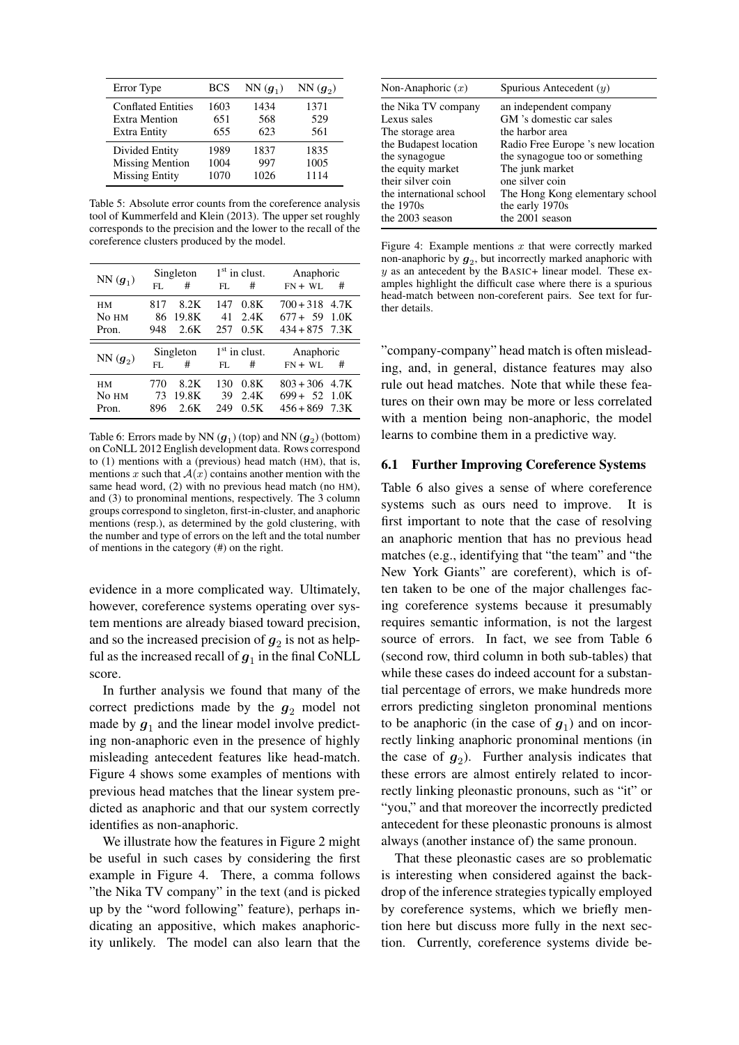| Error Type | BCS | NN ($g_1$) | NN ($g_2$) |
| --- | --- | --- | --- |
| Conflated Entities | 1603 | 1434 | 1371 |
| Extra Mention | 651 | 568 | 529 |
| Extra Entity | 655 | 623 | 561 |
| Divided Entity | 1989 | 1837 | 1835 |
| Missing Mention | 1004 | 997 | 1005 |
| Missing Entity | 1070 | 1026 | 1114 |

Table 5: Absolute error counts from the coreference analysis tool of Kummerfeld and Klein (2013). The upper set roughly corresponds to the precision and the lower to the recall of the coreference clusters produced by the model.

| NN ($g_1$) | Singleton | | 1[st] in clust. | | Anaphoric | |
| --- | --- | --- | --- | --- | --- | --- |
| | FL | # | FL | # | FN + WL | # |
| HM | 817 | 8.2K | 147 | 0.8K | 700 + 318 | 4.7K |
| No HM | 86 | 19.8K | 41 | 2.4K | 677 + 59 | 1.0K |
| Pron. | 948 | 2.6K | 257 | 0.5K | 434 + 875 | 7.3K |

| NN ($g_2$) | Singleton | | 1[st] in clust. | | Anaphoric | |
| --- | --- | --- | --- | --- | --- | --- |
| | FL | # | FL | # | FN + WL | # |
| HM | 770 | 8.2K | 130 | 0.8K | 803 + 306 | 4.7K |
| No HM | 73 | 19.8K | 39 | 2.4K | 699 + 52 | 1.0K |
| Pron. | 896 | 2.6K | 249 | 0.5K | 456 + 869 | 7.3K |

Table 6: Errors made by NN ($g_1$) (top) and NN ($g_2$) (bottom) on CoNLL 2012 English development data. Rows correspond to (1) mentions with a (previous) head match (HM), that is, mentions $x$ such that $\mathcal{A}(x)$ contains another mention with the same head word, (2) with no previous head match (no HM), and (3) to pronominal mentions, respectively. The 3 column groups correspond to singleton, first-in-cluster, and anaphoric mentions (resp.), as determined by the gold clustering, with the number and type of errors on the left and the total number of mentions in the category (#) on the right.

evidence in a more complicated way. Ultimately, however, coreference systems operating over system mentions are already biased toward precision, and so the increased precision of $g_2$ is not as helpful as the increased recall of $g_1$ in the final CoNLL score.

In further analysis we found that many of the correct predictions made by the $g_2$ model not made by $g_1$ and the linear model involve predicting non-anaphoric even in the presence of highly misleading antecedent features like head-match. Figure 4 shows some examples of mentions with previous head matches that the linear system predicted as anaphoric and that our system correctly identifies as non-anaphoric.

We illustrate how the features in Figure 2 might be useful in such cases by considering the first example in Figure 4. There, a comma follows "the Nika TV company" in the text (and is picked up by the "word following" feature), perhaps indicating an appositive, which makes anaphoricity unlikely. The model can also learn that the

| Non-Anaphoric ($x$) | Spurious Antecedent ($y$) |
| --- | --- |
| the Nika TV company | an independent company |
| Lexus sales | GM 's domestic car sales |
| The storage area | the harbor area |
| the Budapest location | Radio Free Europe 's new location |
| the synagogue | the synagogue too or something |
| the equity market | The junk market |
| their silver coin | one silver coin |
| the international school | The Hong Kong elementary school |
| the 1970s | the early 1970s |
| the 2003 season | the 2001 season |

Figure 4: Example mentions $x$ that were correctly marked non-anaphoric by $g_2$, but incorrectly marked anaphoric with $y$ as an antecedent by the BASIC+ linear model. These examples highlight the difficult case where there is a spurious head-match between non-coreferent pairs. See text for further details.

"company-company" head match is often misleading, and, in general, distance features may also rule out head matches. Note that while these features on their own may be more or less correlated with a mention being non-anaphoric, the model learns to combine them in a predictive way.

### 6.1 Further Improving Coreference Systems

Table 6 also gives a sense of where coreference systems such as ours need to improve. It is first important to note that the case of resolving an anaphoric mention that has no previous head matches (e.g., identifying that "the team" and "the New York Giants" are coreferent), which is often taken to be one of the major challenges facing coreference systems because it presumably requires semantic information, is not the largest source of errors. In fact, we see from Table 6 (second row, third column in both sub-tables) that while these cases do indeed account for a substantial percentage of errors, we make hundreds more errors predicting singleton pronominal mentions to be anaphoric (in the case of $g_1$) and on incorrectly linking anaphoric pronominal mentions (in the case of $g_2$). Further analysis indicates that these errors are almost entirely related to incorrectly linking pleonastic pronouns, such as "it" or "you," and that moreover the incorrectly predicted antecedent for these pleonastic pronouns is almost always (another instance of) the same pronoun.

That these pleonastic cases are so problematic is interesting when considered against the backdrop of the inference strategies typically employed by coreference systems, which we briefly mention here but discuss more fully in the next section. Currently, coreference systems divide be-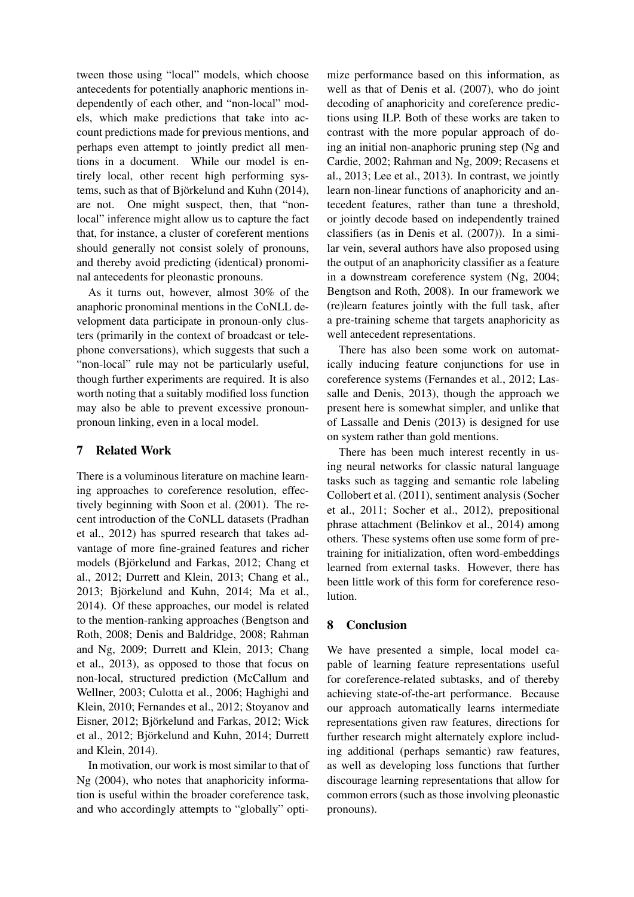tween those using "local" models, which choose antecedents for potentially anaphoric mentions independently of each other, and "non-local" models, which make predictions that take into account predictions made for previous mentions, and perhaps even attempt to jointly predict all mentions in a document. While our model is entirely local, other recent high performing systems, such as that of Björkelund and Kuhn (2014), are not. One might suspect, then, that "non-local" inference might allow us to capture the fact that, for instance, a cluster of coreferent mentions should generally not consist solely of pronouns, and thereby avoid predicting (identical) pronominal antecedents for pleonastic pronouns.

As it turns out, however, almost 30% of the anaphoric pronominal mentions in the CoNLL development data participate in pronoun-only clusters (primarily in the context of broadcast or telephone conversations), which suggests that such a "non-local" rule may not be particularly useful, though further experiments are required. It is also worth noting that a suitably modified loss function may also be able to prevent excessive pronoun-pronoun linking, even in a local model.

## 7 Related Work

There is a voluminous literature on machine learning approaches to coreference resolution, effectively beginning with Soon et al. (2001). The recent introduction of the CoNLL datasets (Pradhan et al., 2012) has spurred research that takes advantage of more fine-grained features and richer models (Björkelund and Farkas, 2012; Chang et al., 2012; Durrett and Klein, 2013; Chang et al., 2013; Björkelund and Kuhn, 2014; Ma et al., 2014). Of these approaches, our model is related to the mention-ranking approaches (Bengtson and Roth, 2008; Denis and Baldridge, 2008; Rahman and Ng, 2009; Durrett and Klein, 2013; Chang et al., 2013), as opposed to those that focus on non-local, structured prediction (McCallum and Wellner, 2003; Culotta et al., 2006; Haghighi and Klein, 2010; Fernandes et al., 2012; Stoyanov and Eisner, 2012; Björkelund and Farkas, 2012; Wick et al., 2012; Björkelund and Kuhn, 2014; Durrett and Klein, 2014).

In motivation, our work is most similar to that of Ng (2004), who notes that anaphoricity information is useful within the broader coreference task, and who accordingly attempts to "globally" optimize performance based on this information, as well as that of Denis et al. (2007), who do joint decoding of anaphoricity and coreference predictions using ILP. Both of these works are taken to contrast with the more popular approach of doing an initial non-anaphoric pruning step (Ng and Cardie, 2002; Rahman and Ng, 2009; Recasens et al., 2013; Lee et al., 2013). In contrast, we jointly learn non-linear functions of anaphoricity and antecedent features, rather than tune a threshold, or jointly decode based on independently trained classifiers (as in Denis et al. (2007)). In a similar vein, several authors have also proposed using the output of an anaphoricity classifier as a feature in a downstream coreference system (Ng, 2004; Bengtson and Roth, 2008). In our framework we (re)learn features jointly with the full task, after a pre-training scheme that targets anaphoricity as well antecedent representations.

There has also been some work on automatically inducing feature conjunctions for use in coreference systems (Fernandes et al., 2012; Lassalle and Denis, 2013), though the approach we present here is somewhat simpler, and unlike that of Lassalle and Denis (2013) is designed for use on system rather than gold mentions.

There has been much interest recently in using neural networks for classic natural language tasks such as tagging and semantic role labeling Collobert et al. (2011), sentiment analysis (Socher et al., 2011; Socher et al., 2012), prepositional phrase attachment (Belinkov et al., 2014) among others. These systems often use some form of pre-training for initialization, often word-embeddings learned from external tasks. However, there has been little work of this form for coreference resolution.

## 8 Conclusion

We have presented a simple, local model capable of learning feature representations useful for coreference-related subtasks, and of thereby achieving state-of-the-art performance. Because our approach automatically learns intermediate representations given raw features, directions for further research might alternately explore including additional (perhaps semantic) raw features, as well as developing loss functions that further discourage learning representations that allow for common errors (such as those involving pleonastic pronouns).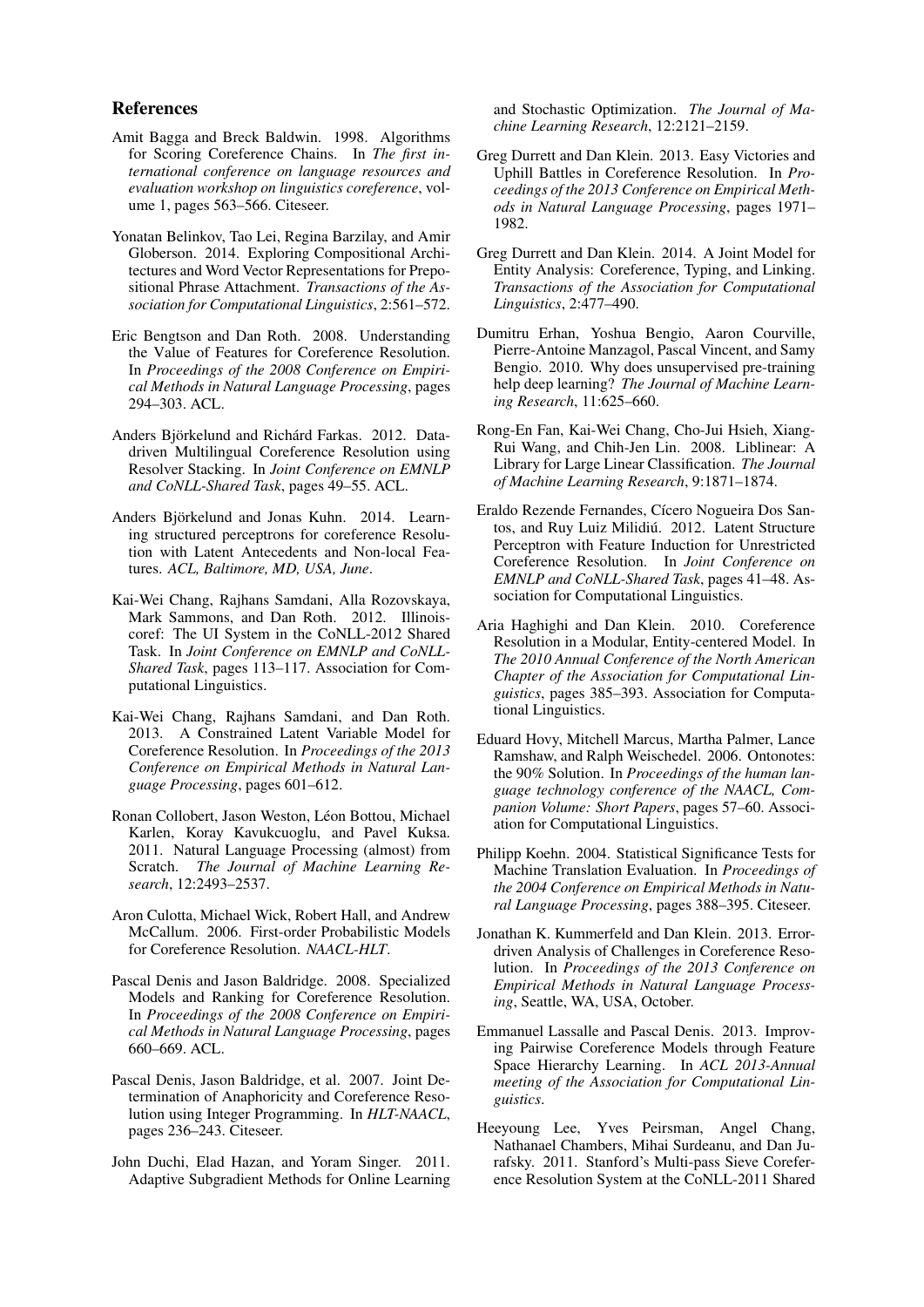## References

Amit Bagga and Breck Baldwin. 1998. Algorithms for Scoring Coreference Chains. In *The first international conference on language resources and evaluation workshop on linguistics coreference*, volume 1, pages 563–566. Citeseer.

Yonatan Belinkov, Tao Lei, Regina Barzilay, and Amir Globerson. 2014. Exploring Compositional Architectures and Word Vector Representations for Prepositional Phrase Attachment. *Transactions of the Association for Computational Linguistics*, 2:561–572.

Eric Bengtson and Dan Roth. 2008. Understanding the Value of Features for Coreference Resolution. In *Proceedings of the 2008 Conference on Empirical Methods in Natural Language Processing*, pages 294–303. ACL.

Anders Björkelund and Richárd Farkas. 2012. Data-driven Multilingual Coreference Resolution using Resolver Stacking. In *Joint Conference on EMNLP and CoNLL-Shared Task*, pages 49–55. ACL.

Anders Björkelund and Jonas Kuhn. 2014. Learning structured perceptrons for coreference Resolution with Latent Antecedents and Non-local Features. *ACL, Baltimore, MD, USA, June*.

Kai-Wei Chang, Rajhans Samdani, Alla Rozovskaya, Mark Sammons, and Dan Roth. 2012. Illinois-coref: The UI System in the CoNLL-2012 Shared Task. In *Joint Conference on EMNLP and CoNLL-Shared Task*, pages 113–117. Association for Computational Linguistics.

Kai-Wei Chang, Rajhans Samdani, and Dan Roth. 2013. A Constrained Latent Variable Model for Coreference Resolution. In *Proceedings of the 2013 Conference on Empirical Methods in Natural Language Processing*, pages 601–612.

Ronan Collobert, Jason Weston, Léon Bottou, Michael Karlen, Koray Kavukcuoglu, and Pavel Kuksa. 2011. Natural Language Processing (almost) from Scratch. *The Journal of Machine Learning Research*, 12:2493–2537.

Aron Culotta, Michael Wick, Robert Hall, and Andrew McCallum. 2006. First-order Probabilistic Models for Coreference Resolution. *NAACL-HLT*.

Pascal Denis and Jason Baldridge. 2008. Specialized Models and Ranking for Coreference Resolution. In *Proceedings of the 2008 Conference on Empirical Methods in Natural Language Processing*, pages 660–669. ACL.

Pascal Denis, Jason Baldridge, et al. 2007. Joint Determination of Anaphoricity and Coreference Resolution using Integer Programming. In *HLT-NAACL*, pages 236–243. Citeseer.

John Duchi, Elad Hazan, and Yoram Singer. 2011. Adaptive Subgradient Methods for Online Learning and Stochastic Optimization. *The Journal of Machine Learning Research*, 12:2121–2159.

Greg Durrett and Dan Klein. 2013. Easy Victories and Uphill Battles in Coreference Resolution. In *Proceedings of the 2013 Conference on Empirical Methods in Natural Language Processing*, pages 1971–1982.

Greg Durrett and Dan Klein. 2014. A Joint Model for Entity Analysis: Coreference, Typing, and Linking. *Transactions of the Association for Computational Linguistics*, 2:477–490.

Dumitru Erhan, Yoshua Bengio, Aaron Courville, Pierre-Antoine Manzagol, Pascal Vincent, and Samy Bengio. 2010. Why does unsupervised pre-training help deep learning? *The Journal of Machine Learning Research*, 11:625–660.

Rong-En Fan, Kai-Wei Chang, Cho-Jui Hsieh, Xiang-Rui Wang, and Chih-Jen Lin. 2008. Liblinear: A Library for Large Linear Classification. *The Journal of Machine Learning Research*, 9:1871–1874.

Eraldo Rezende Fernandes, Cícero Nogueira Dos Santos, and Ruy Luiz Milidiú. 2012. Latent Structure Perceptron with Feature Induction for Unrestricted Coreference Resolution. In *Joint Conference on EMNLP and CoNLL-Shared Task*, pages 41–48. Association for Computational Linguistics.

Aria Haghighi and Dan Klein. 2010. Coreference Resolution in a Modular, Entity-centered Model. In *The 2010 Annual Conference of the North American Chapter of the Association for Computational Linguistics*, pages 385–393. Association for Computational Linguistics.

Eduard Hovy, Mitchell Marcus, Martha Palmer, Lance Ramshaw, and Ralph Weischedel. 2006. Ontonotes: the 90% Solution. In *Proceedings of the human language technology conference of the NAACL, Companion Volume: Short Papers*, pages 57–60. Association for Computational Linguistics.

Philipp Koehn. 2004. Statistical Significance Tests for Machine Translation Evaluation. In *Proceedings of the 2004 Conference on Empirical Methods in Natural Language Processing*, pages 388–395. Citeseer.

Jonathan K. Kummerfeld and Dan Klein. 2013. Error-driven Analysis of Challenges in Coreference Resolution. In *Proceedings of the 2013 Conference on Empirical Methods in Natural Language Processing*, Seattle, WA, USA, October.

Emmanuel Lassalle and Pascal Denis. 2013. Improving Pairwise Coreference Models through Feature Space Hierarchy Learning. In *ACL 2013-Annual meeting of the Association for Computational Linguistics*.

Heeyoung Lee, Yves Peirsman, Angel Chang, Nathanael Chambers, Mihai Surdeanu, and Dan Jurafsky. 2011. Stanford's Multi-pass Sieve Coreference Resolution System at the CoNLL-2011 Shared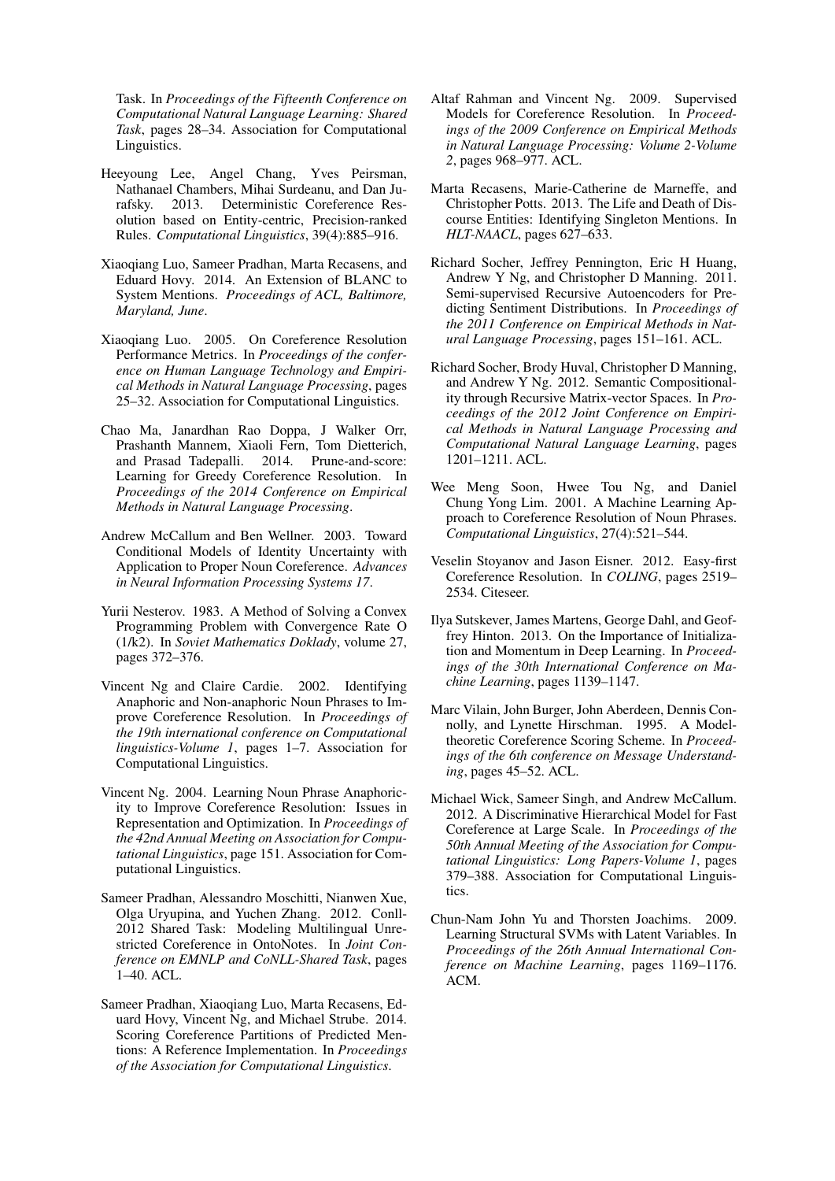Task. In *Proceedings of the Fifteenth Conference on Computational Natural Language Learning: Shared Task*, pages 28–34. Association for Computational Linguistics.

Heeyoung Lee, Angel Chang, Yves Peirsman, Nathanael Chambers, Mihai Surdeanu, and Dan Jurafsky. 2013. Deterministic Coreference Resolution based on Entity-centric, Precision-ranked Rules. *Computational Linguistics*, 39(4):885–916.

Xiaoqiang Luo, Sameer Pradhan, Marta Recasens, and Eduard Hovy. 2014. An Extension of BLANC to System Mentions. *Proceedings of ACL, Baltimore, Maryland, June*.

Xiaoqiang Luo. 2005. On Coreference Resolution Performance Metrics. In *Proceedings of the conference on Human Language Technology and Empirical Methods in Natural Language Processing*, pages 25–32. Association for Computational Linguistics.

Chao Ma, Janardhan Rao Doppa, J Walker Orr, Prashanth Mannem, Xiaoli Fern, Tom Dietterich, and Prasad Tadepalli. 2014. Prune-and-score: Learning for Greedy Coreference Resolution. In *Proceedings of the 2014 Conference on Empirical Methods in Natural Language Processing*.

Andrew McCallum and Ben Wellner. 2003. Toward Conditional Models of Identity Uncertainty with Application to Proper Noun Coreference. *Advances in Neural Information Processing Systems 17*.

Yurii Nesterov. 1983. A Method of Solving a Convex Programming Problem with Convergence Rate O (1/k2). In *Soviet Mathematics Doklady*, volume 27, pages 372–376.

Vincent Ng and Claire Cardie. 2002. Identifying Anaphoric and Non-anaphoric Noun Phrases to Improve Coreference Resolution. In *Proceedings of the 19th international conference on Computational linguistics-Volume 1*, pages 1–7. Association for Computational Linguistics.

Vincent Ng. 2004. Learning Noun Phrase Anaphoricity to Improve Coreference Resolution: Issues in Representation and Optimization. In *Proceedings of the 42nd Annual Meeting on Association for Computational Linguistics*, page 151. Association for Computational Linguistics.

Sameer Pradhan, Alessandro Moschitti, Nianwen Xue, Olga Uryupina, and Yuchen Zhang. 2012. Conll-2012 Shared Task: Modeling Multilingual Unrestricted Coreference in OntoNotes. In *Joint Conference on EMNLP and CoNLL-Shared Task*, pages 1–40. ACL.

Sameer Pradhan, Xiaoqiang Luo, Marta Recasens, Eduard Hovy, Vincent Ng, and Michael Strube. 2014. Scoring Coreference Partitions of Predicted Mentions: A Reference Implementation. In *Proceedings of the Association for Computational Linguistics*.

Altaf Rahman and Vincent Ng. 2009. Supervised Models for Coreference Resolution. In *Proceedings of the 2009 Conference on Empirical Methods in Natural Language Processing: Volume 2-Volume 2*, pages 968–977. ACL.

Marta Recasens, Marie-Catherine de Marneffe, and Christopher Potts. 2013. The Life and Death of Discourse Entities: Identifying Singleton Mentions. In *HLT-NAACL*, pages 627–633.

Richard Socher, Jeffrey Pennington, Eric H Huang, Andrew Y Ng, and Christopher D Manning. 2011. Semi-supervised Recursive Autoencoders for Predicting Sentiment Distributions. In *Proceedings of the 2011 Conference on Empirical Methods in Natural Language Processing*, pages 151–161. ACL.

Richard Socher, Brody Huval, Christopher D Manning, and Andrew Y Ng. 2012. Semantic Compositionality through Recursive Matrix-vector Spaces. In *Proceedings of the 2012 Joint Conference on Empirical Methods in Natural Language Processing and Computational Natural Language Learning*, pages 1201–1211. ACL.

Wee Meng Soon, Hwee Tou Ng, and Daniel Chung Yong Lim. 2001. A Machine Learning Approach to Coreference Resolution of Noun Phrases. *Computational Linguistics*, 27(4):521–544.

Veselin Stoyanov and Jason Eisner. 2012. Easy-first Coreference Resolution. In *COLING*, pages 2519–2534. Citeseer.

Ilya Sutskever, James Martens, George Dahl, and Geoffrey Hinton. 2013. On the Importance of Initialization and Momentum in Deep Learning. In *Proceedings of the 30th International Conference on Machine Learning*, pages 1139–1147.

Marc Vilain, John Burger, John Aberdeen, Dennis Connolly, and Lynette Hirschman. 1995. A Model-theoretic Coreference Scoring Scheme. In *Proceedings of the 6th conference on Message Understanding*, pages 45–52. ACL.

Michael Wick, Sameer Singh, and Andrew McCallum. 2012. A Discriminative Hierarchical Model for Fast Coreference at Large Scale. In *Proceedings of the 50th Annual Meeting of the Association for Computational Linguistics: Long Papers-Volume 1*, pages 379–388. Association for Computational Linguistics.

Chun-Nam John Yu and Thorsten Joachims. 2009. Learning Structural SVMs with Latent Variables. In *Proceedings of the 26th Annual International Conference on Machine Learning*, pages 1169–1176. ACM.